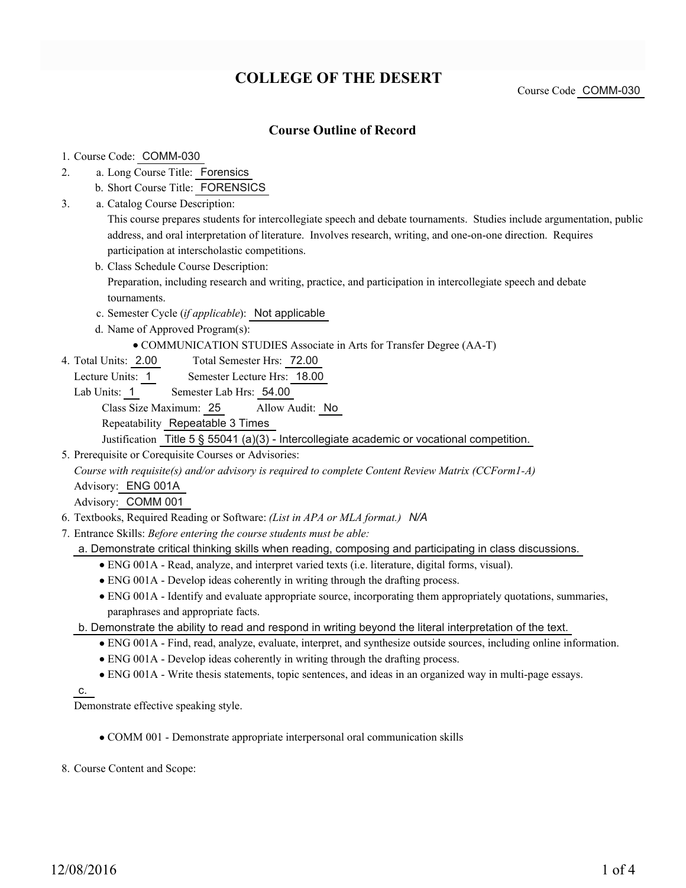# COLLEGE OF THE DESERT

Course Code COMM-030

## Course Outline of Record

1. Course Code: COMM-030
2. a. Long Course Title: Forensics
   b. Short Course Title: FORENSICS
3. a. Catalog Course Description:
   This course prepares students for intercollegiate speech and debate tournaments. Studies include argumentation, public address, and oral interpretation of literature. Involves research, writing, and one-on-one direction. Requires participation at interscholastic competitions.
   b. Class Schedule Course Description:
   Preparation, including research and writing, practice, and participation in intercollegiate speech and debate tournaments.
   c. Semester Cycle (*if applicable*): Not applicable
   d. Name of Approved Program(s):
      - COMMUNICATION STUDIES Associate in Arts for Transfer Degree (AA-T)
4. Total Units: 2.00 Total Semester Hrs: 72.00
   Lecture Units: 1 Semester Lecture Hrs: 18.00
   Lab Units: 1 Semester Lab Hrs: 54.00
   Class Size Maximum: 25 Allow Audit: No
   Repeatability Repeatable 3 Times
   Justification Title 5 § 55041 (a)(3) - Intercollegiate academic or vocational competition.
5. Prerequisite or Corequisite Courses or Advisories:
   *Course with requisite(s) and/or advisory is required to complete Content Review Matrix (CCForm1-A)*
   Advisory: ENG 001A
   Advisory: COMM 001
6. Textbooks, Required Reading or Software: *(List in APA or MLA format.)* *N/A*
7. Entrance Skills: *Before entering the course students must be able:*
   a. Demonstrate critical thinking skills when reading, composing and participating in class discussions.
      - ENG 001A - Read, analyze, and interpret varied texts (i.e. literature, digital forms, visual).
      - ENG 001A - Develop ideas coherently in writing through the drafting process.
      - ENG 001A - Identify and evaluate appropriate source, incorporating them appropriately quotations, summaries, paraphrases and appropriate facts.

   b. Demonstrate the ability to read and respond in writing beyond the literal interpretation of the text.
      - ENG 001A - Find, read, analyze, evaluate, interpret, and synthesize outside sources, including online information.
      - ENG 001A - Develop ideas coherently in writing through the drafting process.
      - ENG 001A - Write thesis statements, topic sentences, and ideas in an organized way in multi-page essays.

   c.
   Demonstrate effective speaking style.
      - COMM 001 - Demonstrate appropriate interpersonal oral communication skills
8. Course Content and Scope: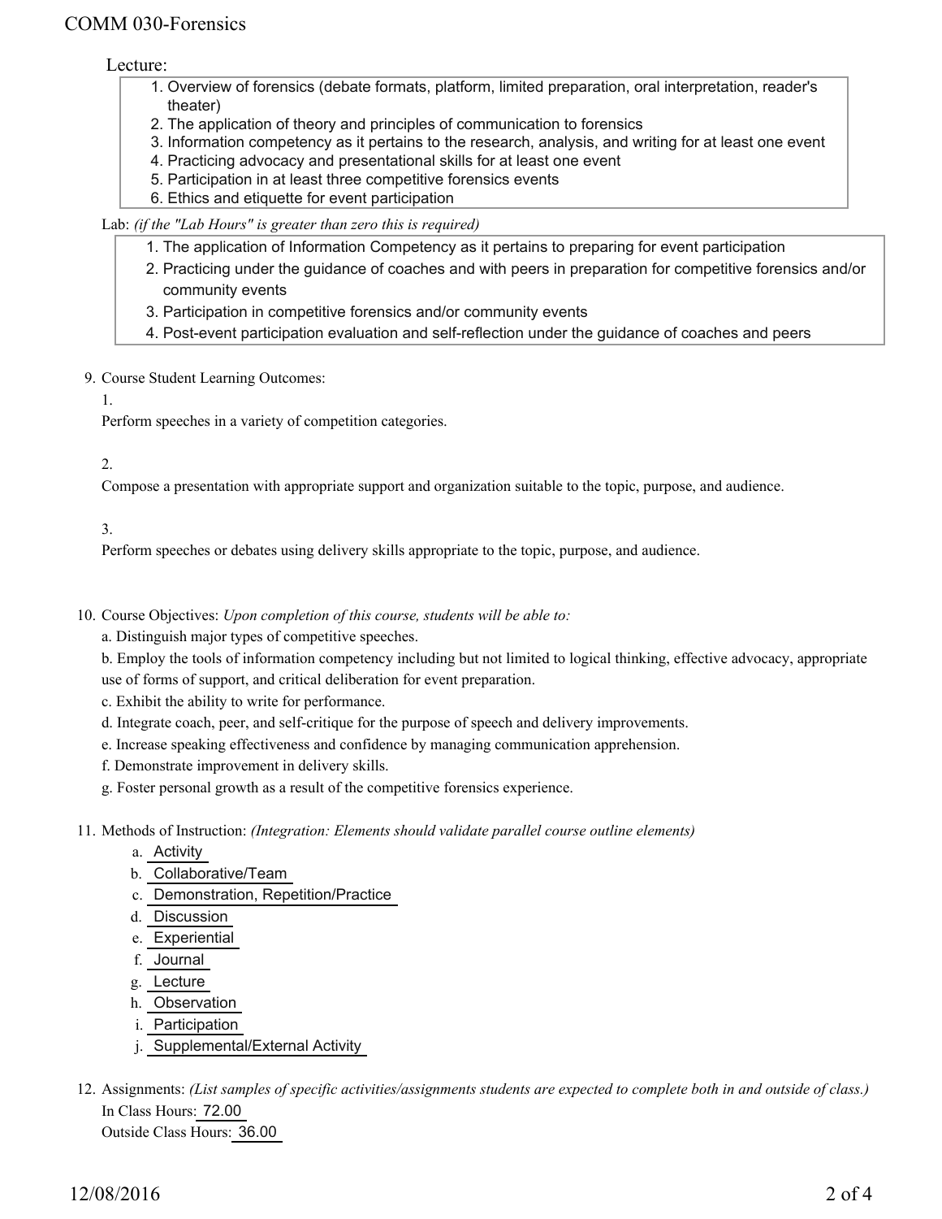Lecture:

1. Overview of forensics (debate formats, platform, limited preparation, oral interpretation, reader's theater)
2. The application of theory and principles of communication to forensics
3. Information competency as it pertains to the research, analysis, and writing for at least one event
4. Practicing advocacy and presentational skills for at least one event
5. Participation in at least three competitive forensics events
6. Ethics and etiquette for event participation

Lab: *(if the "Lab Hours" is greater than zero this is required)*

1. The application of Information Competency as it pertains to preparing for event participation
2. Practicing under the guidance of coaches and with peers in preparation for competitive forensics and/or community events
3. Participation in competitive forensics and/or community events
4. Post-event participation evaluation and self-reflection under the guidance of coaches and peers

9. Course Student Learning Outcomes:

1.

Perform speeches in a variety of competition categories.

2.

Compose a presentation with appropriate support and organization suitable to the topic, purpose, and audience.

3.

Perform speeches or debates using delivery skills appropriate to the topic, purpose, and audience.

10. Course Objectives: *Upon completion of this course, students will be able to:*

a. Distinguish major types of competitive speeches.

b. Employ the tools of information competency including but not limited to logical thinking, effective advocacy, appropriate use of forms of support, and critical deliberation for event preparation.

c. Exhibit the ability to write for performance.

d. Integrate coach, peer, and self-critique for the purpose of speech and delivery improvements.

e. Increase speaking effectiveness and confidence by managing communication apprehension.

f. Demonstrate improvement in delivery skills.

g. Foster personal growth as a result of the competitive forensics experience.

11. Methods of Instruction: *(Integration: Elements should validate parallel course outline elements)*

a. Activity
b. Collaborative/Team
c. Demonstration, Repetition/Practice
d. Discussion
e. Experiential
f. Journal
g. Lecture
h. Observation
i. Participation
j. Supplemental/External Activity

12. Assignments: *(List samples of specific activities/assignments students are expected to complete both in and outside of class.)*

In Class Hours: 72.00

Outside Class Hours: 36.00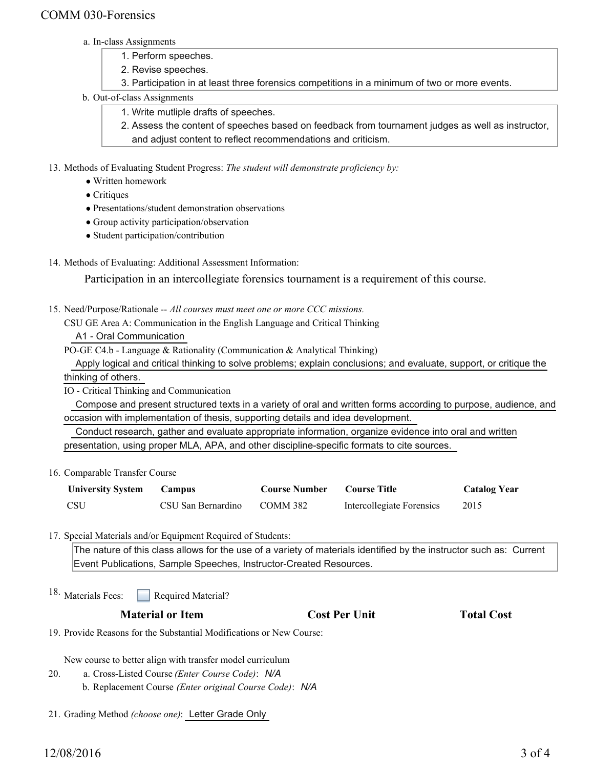a. In-class Assignments

1. Perform speeches.
2. Revise speeches.
3. Participation in at least three forensics competitions in a minimum of two or more events.

b. Out-of-class Assignments

1. Write mutliple drafts of speeches.
2. Assess the content of speeches based on feedback from tournament judges as well as instructor, and adjust content to reflect recommendations and criticism.

13. Methods of Evaluating Student Progress: *The student will demonstrate proficiency by:*
    - Written homework
    - Critiques
    - Presentations/student demonstration observations
    - Group activity participation/observation
    - Student participation/contribution

14. Methods of Evaluating: Additional Assessment Information:

    Participation in an intercollegiate forensics tournament is a requirement of this course.

15. Need/Purpose/Rationale -- *All courses must meet one or more CCC missions.*

    CSU GE Area A: Communication in the English Language and Critical Thinking

    A1 - Oral Communication

    PO-GE C4.b - Language & Rationality (Communication & Analytical Thinking)

    Apply logical and critical thinking to solve problems; explain conclusions; and evaluate, support, or critique the thinking of others.

    IO - Critical Thinking and Communication

    Compose and present structured texts in a variety of oral and written forms according to purpose, audience, and occasion with implementation of thesis, supporting details and idea development.

    Conduct research, gather and evaluate appropriate information, organize evidence into oral and written presentation, using proper MLA, APA, and other discipline-specific formats to cite sources.

16. Comparable Transfer Course

| University System | Campus | Course Number | Course Title | Catalog Year |
|---|---|---|---|---|
| CSU | CSU San Bernardino | COMM 382 | Intercollegiate Forensics | 2015 |

17. Special Materials and/or Equipment Required of Students:

    The nature of this class allows for the use of a variety of materials identified by the instructor such as: Current Event Publications, Sample Speeches, Instructor-Created Resources.

18. Materials Fees: ☐ Required Material?

| Material or Item | Cost Per Unit | Total Cost |
|---|---|---|

19. Provide Reasons for the Substantial Modifications or New Course:

    New course to better align with transfer model curriculum

20. a. Cross-Listed Course *(Enter Course Code)*: *N/A*

    b. Replacement Course *(Enter original Course Code)*: *N/A*

21. Grading Method *(choose one)*: Letter Grade Only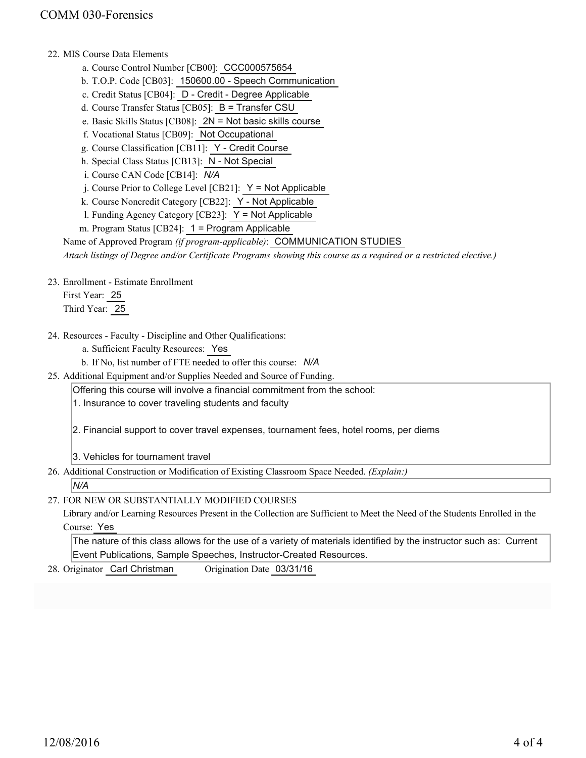22. MIS Course Data Elements
    a. Course Control Number [CB00]: CCC000575654
    b. T.O.P. Code [CB03]: 150600.00 - Speech Communication
    c. Credit Status [CB04]: D - Credit - Degree Applicable
    d. Course Transfer Status [CB05]: B = Transfer CSU
    e. Basic Skills Status [CB08]: 2N = Not basic skills course
    f. Vocational Status [CB09]: Not Occupational
    g. Course Classification [CB11]: Y - Credit Course
    h. Special Class Status [CB13]: N - Not Special
    i. Course CAN Code [CB14]: *N/A*
    j. Course Prior to College Level [CB21]: Y = Not Applicable
    k. Course Noncredit Category [CB22]: Y - Not Applicable
    l. Funding Agency Category [CB23]: Y = Not Applicable
    m. Program Status [CB24]: 1 = Program Applicable

    Name of Approved Program *(if program-applicable)*: COMMUNICATION STUDIES

    *Attach listings of Degree and/or Certificate Programs showing this course as a required or a restricted elective.)*

23. Enrollment - Estimate Enrollment

    First Year: 25

    Third Year: 25

24. Resources - Faculty - Discipline and Other Qualifications:
    a. Sufficient Faculty Resources: Yes
    b. If No, list number of FTE needed to offer this course: *N/A*

25. Additional Equipment and/or Supplies Needed and Source of Funding.

    Offering this course will involve a financial commitment from the school:

    1. Insurance to cover traveling students and faculty

    2. Financial support to cover travel expenses, tournament fees, hotel rooms, per diems

    3. Vehicles for tournament travel

26. Additional Construction or Modification of Existing Classroom Space Needed. *(Explain:)*

    *N/A*

27. FOR NEW OR SUBSTANTIALLY MODIFIED COURSES

    Library and/or Learning Resources Present in the Collection are Sufficient to Meet the Need of the Students Enrolled in the Course: Yes

    The nature of this class allows for the use of a variety of materials identified by the instructor such as: Current Event Publications, Sample Speeches, Instructor-Created Resources.

28. Originator Carl Christman Origination Date 03/31/16